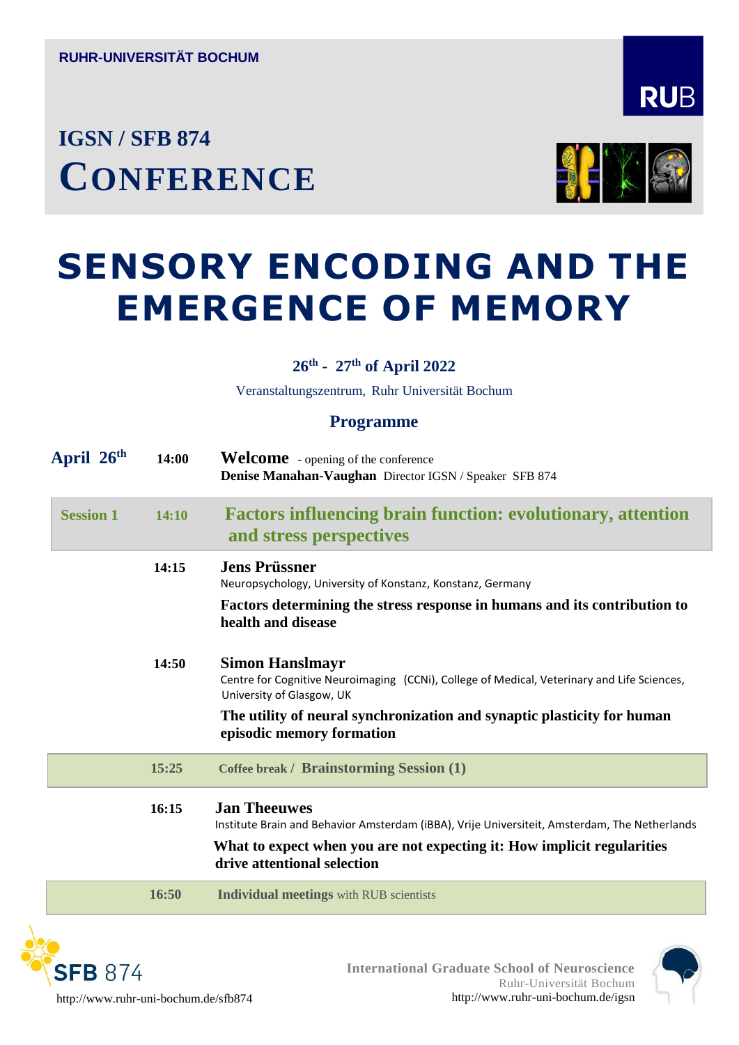RUHR-UNIVERSITÄT BOCHUM

RUB

## IGSN / SFB 874

# CONFERENCE

# SENSORY ENCODING AND THE EMERGENCE OF MEMORY

**26th - 27th of April 2022**

Veranstaltungszentrum, Ruhr Universität Bohum

## Programme

**April 26th**

**14:00** **Welcome** - opening of the conference
**Denise Manahan-Vaughan** Director IGSN / Speaker SFB 874

**Session 1** **14:10** **Factors influencing brain function: evolutionary, attention and stress perspectives**

**14:15** **Jens Prüssner**
Neuropsychology, University of Konstanz, Konstanz, Germany
**Factors determining the stress response in humans and its contribution to health and disease**

**14:50** **Simon Hanslmayr**
Centre for Cognitive Neuroimaging (CCNi), College of Medical, Veterinary and Life Sciences, University of Glasgow, UK
**The utility of neural synchronization and synaptic plasticity for human episodic memory formation**

**15:25** **Coffee break / Brainstorming Session (1)**

**16:15** **Jan Theeuwes**
Institute Brain and Behavior Amsterdam (iBBA), Vrije Universiteit, Amsterdam, The Netherlands
**What to expect when you are not expecting it: How implicit regularities drive attentional selection**

**16:50** **Individual meetings** with RUB scientists

SFB 874
http://www.ruhr-uni-bochum.de/sfb874

International Graduate School of Neuroscience
Ruhr-Universität Bochum
http://www.ruhr-uni-bochum.de/igsn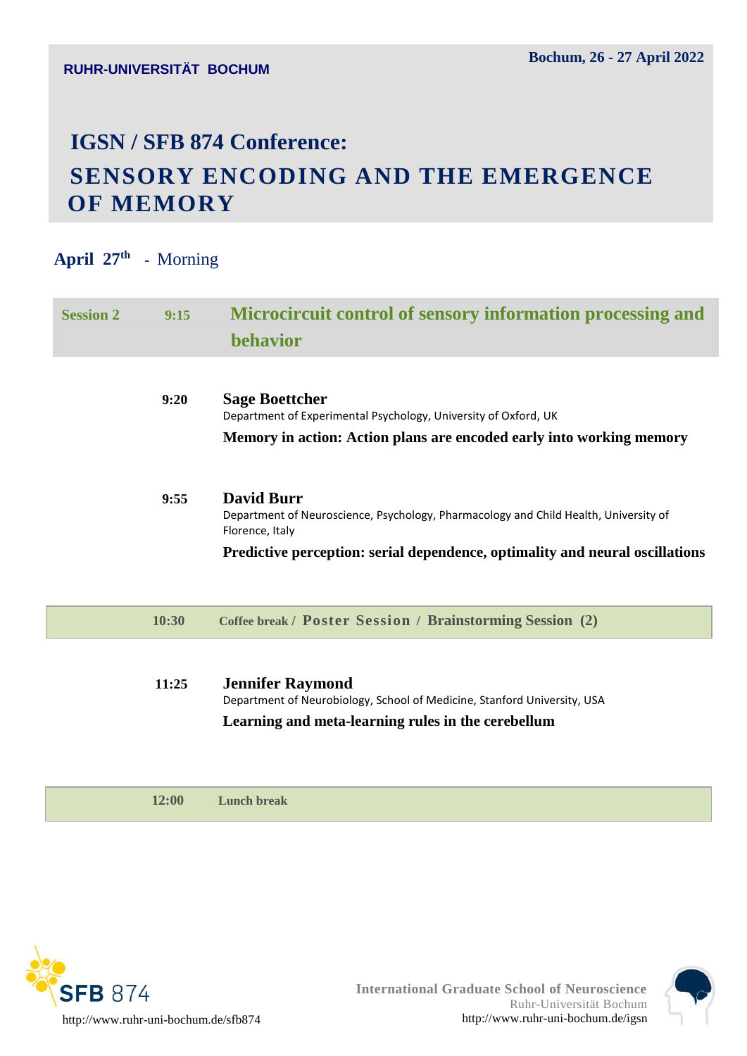RUHR-UNIVERSITÄT BOCHUM

**Bochum, 26 - 27 April 2022**

# IGSN / SFB 874 Conference:

# SENSORY ENCODING AND THE EMERGENCE OF MEMORY

## April 27th - Morning

| | | |
|---|---|---|
| **Session 2** | **9:15** | **Microcircuit control of sensory information processing and behavior** |
| | **9:20** | **Sage Boettcher**<br>Department of Experimental Psychology, University of Oxford, UK<br>**Memory in action: Action plans are encoded early into working memory** |
| | **9:55** | **David Burr**<br>Department of Neuroscience, Psychology, Pharmacology and Child Health, University of Florence, Italy<br>**Predictive perception: serial dependence, optimality and neural oscillations** |
| | **10:30** | **Coffee break / Poster Session / Brainstorming Session (2)** |
| | **11:25** | **Jennifer Raymond**<br>Department of Neurobiology, School of Medicine, Stanford University, USA<br>**Learning and meta-learning rules in the cerebellum** |
| | **12:00** | **Lunch break** |

SFB 874
http://www.ruhr-uni-bochum.de/sfb874

International Graduate School of Neuroscience
Ruhr-Universität Bochum
http://www.ruhr-uni-bochum.de/igsn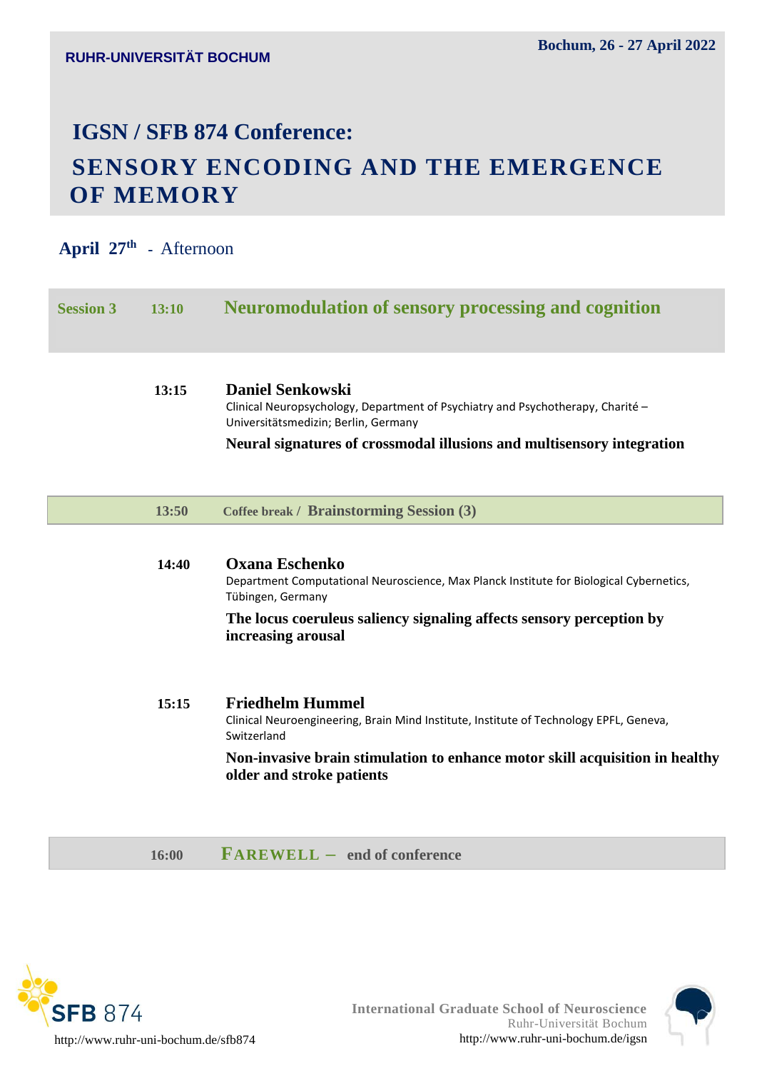RUHR-UNIVERSITÄT BOCHUM

Bochum, 26 - 27 April 2022

# IGSN / SFB 874 Conference:
# SENSORY ENCODING AND THE EMERGENCE OF MEMORY

## April 27th - Afternoon

**Session 3** 13:10 **Neuromodulation of sensory processing and cognition**

**13:15** **Daniel Senkowski**
Clinical Neuropsychology, Department of Psychiatry and Psychotherapy, Charité – Universitätsmedizin; Berlin, Germany
**Neural signatures of crossmodal illusions and multisensory integration**

**13:50** Coffee break / **Brainstorming Session (3)**

**14:40** **Oxana Eschenko**
Department Computational Neuroscience, Max Planck Institute for Biological Cybernetics, Tübingen, Germany
**The locus coeruleus saliency signaling affects sensory perception by increasing arousal**

**15:15** **Friedhelm Hummel**
Clinical Neuroengineering, Brain Mind Institute, Institute of Technology EPFL, Geneva, Switzerland
**Non-invasive brain stimulation to enhance motor skill acquisition in healthy older and stroke patients**

**16:00** **FAREWELL – end of conference**

SFB 874
http://www.ruhr-uni-bochum.de/sfb874

International Graduate School of Neuroscience
Ruhr-Universität Bochum
http://www.ruhr-uni-bochum.de/igsn